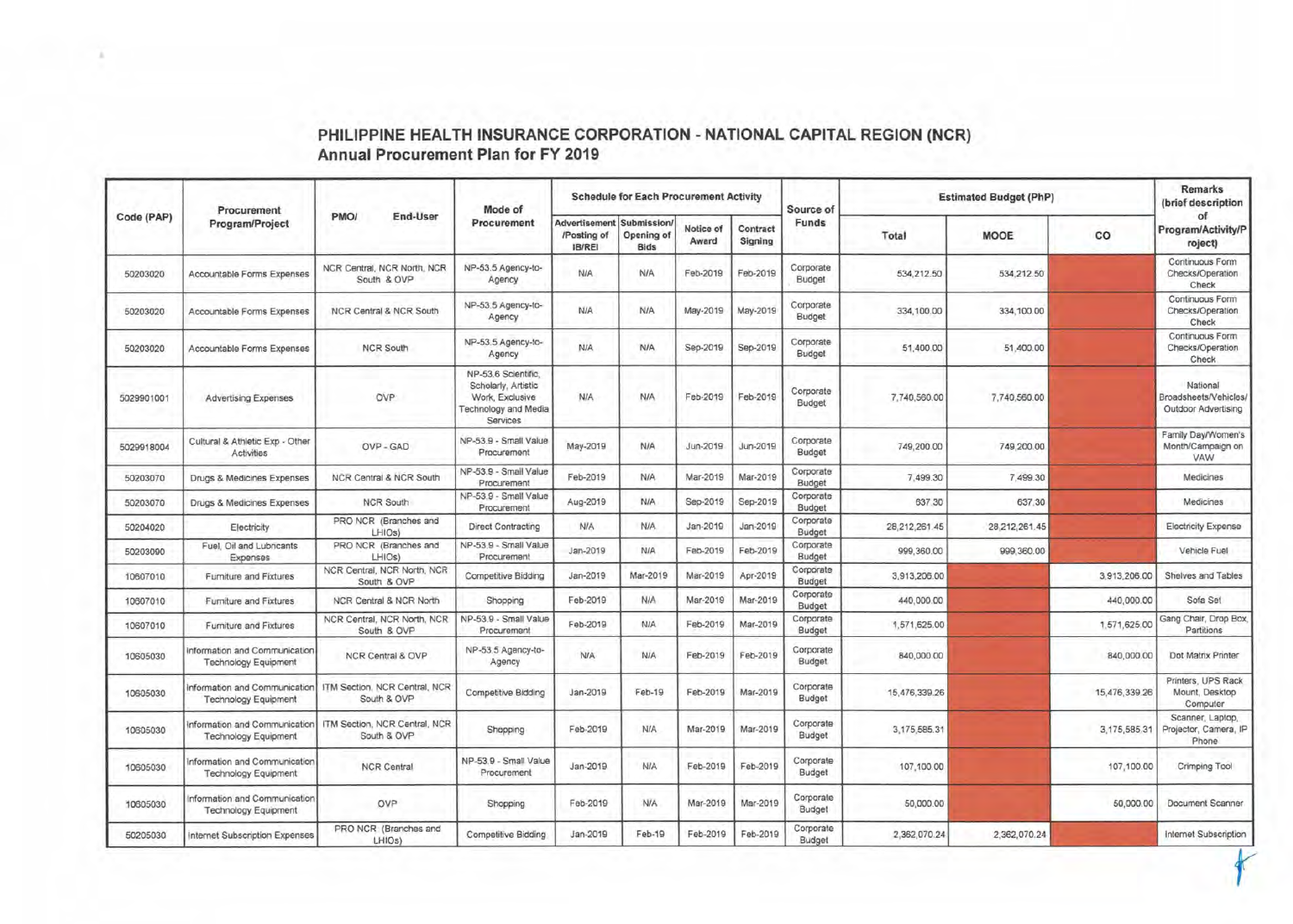# PHILIPPINE HEALTH INSURANCE CORPORATION - NATIONAL CAPITAL REGION (NCR)
## Annual Procurement Plan for FY 2019

| Code (PAP) | Procurement Program/Project | PMO/ End-User | Mode of Procurement | Schedule for Each Procurement Activity | | | | Source of Funds | Estimated Budget (PhP) | | | Remarks (brief description of Program/Activity/Project) |
|---|---|---|---|---|---|---|---|---|---|---|---|---|
| | | | | Advertisement /Posting of IB/REI | Submission/ Opening of Bids | Notice of Award | Contract Signing | | Total | MOOE | CO | |
| 50203020 | Accountable Forms Expenses | NCR Central, NCR North, NCR South & OVP | NP-53.5 Agency-to-Agency | N/A | N/A | Feb-2019 | Feb-2019 | Corporate Budget | 534,212.50 | 534,212.50 | | Continuous Form Checks/Operation Check |
| 50203020 | Accountable Forms Expenses | NCR Central & NCR South | NP-53.5 Agency-to-Agency | N/A | N/A | May-2019 | May-2019 | Corporate Budget | 334,100.00 | 334,100.00 | | Continuous Form Checks/Operation Check |
| 50203020 | Accountable Forms Expenses | NCR South | NP-53.5 Agency-to-Agency | N/A | N/A | Sep-2019 | Sep-2019 | Corporate Budget | 51,400.00 | 51,400.00 | | Continuous Form Checks/Operation Check |
| 5029901001 | Advertising Expenses | OVP | NP-53.6 Scientific, Scholarly, Artistic Work, Exclusive Technology and Media Services | N/A | N/A | Feb-2019 | Feb-2019 | Corporate Budget | 7,740,560.00 | 7,740,560.00 | | National Broadsheets/Vehicles/ Outdoor Advertising |
| 5029918004 | Cultural & Athletic Exp - Other Activities | OVP - GAD | NP-53.9 - Small Value Procurement | May-2019 | N/A | Jun-2019 | Jun-2019 | Corporate Budget | 749,200.00 | 749,200.00 | | Family Day/Women's Month/Campaign on VAW |
| 50203070 | Drugs & Medicines Expenses | NCR Central & NCR South | NP-53.9 - Small Value Procurement | Feb-2019 | N/A | Mar-2019 | Mar-2019 | Corporate Budget | 7,499.30 | 7,499.30 | | Medicines |
| 50203070 | Drugs & Medicines Expenses | NCR South | NP-53.9 - Small Value Procurement | Aug-2019 | N/A | Sep-2019 | Sep-2019 | Corporate Budget | 637.30 | 637.30 | | Medicines |
| 50204020 | Electricity | PRO NCR (Branches and LHIOs) | Direct Contracting | N/A | N/A | Jan-2019 | Jan-2019 | Corporate Budget | 28,212,261.45 | 28,212,261.45 | | Electricity Expense |
| 50203090 | Fuel, Oil and Lubricants Expenses | PRO NCR (Branches and LHIOs) | NP-53.9 - Small Value Procurement | Jan-2019 | N/A | Feb-2019 | Feb-2019 | Corporate Budget | 999,360.00 | 999,360.00 | | Vehicle Fuel |
| 10607010 | Furniture and Fixtures | NCR Central, NCR North, NCR South & OVP | Competitive Bidding | Jan-2019 | Mar-2019 | Mar-2019 | Apr-2019 | Corporate Budget | 3,913,206.00 | | 3,913,206.00 | Shelves and Tables |
| 10607010 | Furniture and Fixtures | NCR Central & NCR North | Shopping | Feb-2019 | N/A | Mar-2019 | Mar-2019 | Corporate Budget | 440,000.00 | | 440,000.00 | Sofa Set |
| 10607010 | Furniture and Fixtures | NCR Central, NCR North, NCR South & OVP | NP-53.9 - Small Value Procurement | Feb-2019 | N/A | Feb-2019 | Mar-2019 | Corporate Budget | 1,571,625.00 | | 1,571,625.00 | Gang Chair, Drop Box, Partitions |
| 10605030 | Information and Communication Technology Equipment | NCR Central & OVP | NP-53.5 Agency-to-Agency | N/A | N/A | Feb-2019 | Feb-2019 | Corporate Budget | 840,000.00 | | 840,000.00 | Dot Matrix Printer |
| 10605030 | Information and Communication Technology Equipment | ITM Section, NCR Central, NCR South & OVP | Competitive Bidding | Jan-2019 | Feb-19 | Feb-2019 | Mar-2019 | Corporate Budget | 15,476,339.26 | | 15,476,339.26 | Printers, UPS Rack Mount, Desktop Computer |
| 10605030 | Information and Communication Technology Equipment | ITM Section, NCR Central, NCR South & OVP | Shopping | Feb-2019 | N/A | Mar-2019 | Mar-2019 | Corporate Budget | 3,175,585.31 | | 3,175,585.31 | Scanner, Laptop, Projector, Camera, IP Phone |
| 10605030 | Information and Communication Technology Equipment | NCR Central | NP-53.9 - Small Value Procurement | Jan-2019 | N/A | Feb-2019 | Feb-2019 | Corporate Budget | 107,100.00 | | 107,100.00 | Crimping Tool |
| 10605030 | Information and Communication Technology Equipment | OVP | Shopping | Feb-2019 | N/A | Mar-2019 | Mar-2019 | Corporate Budget | 50,000.00 | | 50,000.00 | Document Scanner |
| 50205030 | Internet Subscription Expenses | PRO NCR (Branches and LHIOs) | Competitive Bidding | Jan-2019 | Feb-19 | Feb-2019 | Feb-2019 | Corporate Budget | 2,362,070.24 | 2,362,070.24 | | Internet Subscription |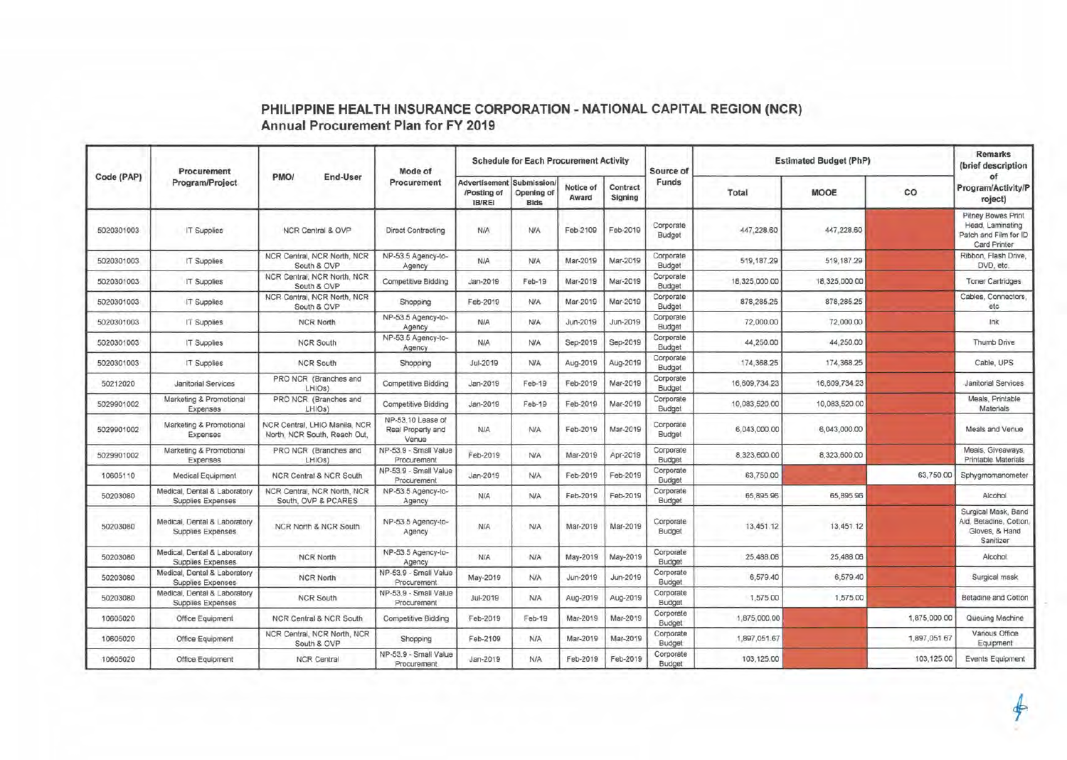# PHILIPPINE HEALTH INSURANCE CORPORATION - NATIONAL CAPITAL REGION (NCR)
## Annual Procurement Plan for FY 2019

| Code (PAP) | Procurement Program/Project | PMO/ End-User | Mode of Procurement | Schedule for Each Procurement Activity | | | | Source of Funds | Estimated Budget (PhP) | | | Remarks (brief description of Program/Activity/Project) |
|---|---|---|---|---|---|---|---|---|---|---|---|---|
| | | | | Advertisement /Posting of IB/REI | Submission/ Opening of Bids | Notice of Award | Contract Signing | | Total | MOOE | CO | |
| 5020301003 | IT Supplies | NCR Central & OVP | Direct Contracting | N/A | N/A | Feb-2109 | Feb-2019 | Corporate Budget | 447,228.60 | 447,228.60 | | Pitney Bowes Print Head, Laminating Patch and Film for ID Card Printer |
| 5020301003 | IT Supplies | NCR Central, NCR North, NCR South & OVP | NP-53.5 Agency-to-Agency | N/A | N/A | Mar-2019 | Mar-2019 | Corporate Budget | 519,187.29 | 519,187.29 | | Ribbon, Flash Drive, DVD, etc. |
| 5020301003 | IT Supplies | NCR Central, NCR North, NCR South & OVP | Competitive Bidding | Jan-2019 | Feb-19 | Mar-2019 | Mar-2019 | Corporate Budget | 18,325,000.00 | 18,325,000.00 | | Toner Cartridges |
| 5020301003 | IT Supplies | NCR Central, NCR North, NCR South & OVP | Shopping | Feb-2019 | N/A | Mar-2019 | Mar-2019 | Corporate Budget | 878,285.25 | 878,285.25 | | Cables, Connectors, etc |
| 5020301003 | IT Supplies | NCR North | NP-53.5 Agency-to-Agency | N/A | N/A | Jun-2019 | Jun-2019 | Corporate Budget | 72,000.00 | 72,000.00 | | Ink |
| 5020301003 | IT Supplies | NCR South | NP-53.5 Agency-to-Agency | N/A | N/A | Sep-2019 | Sep-2019 | Corporate Budget | 44,250.00 | 44,250.00 | | Thumb Drive |
| 5020301003 | IT Supplies | NCR South | Shopping | Jul-2019 | N/A | Aug-2019 | Aug-2019 | Corporate Budget | 174,368.25 | 174,368.25 | | Cable, UPS |
| 50212020 | Janitorial Services | PRO NCR (Branches and LHIOs) | Competitive Bidding | Jan-2019 | Feb-19 | Feb-2019 | Mar-2019 | Corporate Budget | 16,609,734.23 | 16,609,734.23 | | Janitorial Services |
| 5029901002 | Marketing & Promotional Expenses | PRO NCR (Branches and LHIOs) | Competitive Bidding | Jan-2019 | Feb-19 | Feb-2019 | Mar-2019 | Corporate Budget | 10,083,520.00 | 10,083,520.00 | | Meals, Printable Materials |
| 5029901002 | Marketing & Promotional Expenses | NCR Central, LHIO Manila, NCR North, NCR South, Reach Out, | NP-53.10 Lease of Real Property and Venue | N/A | N/A | Feb-2019 | Mar-2019 | Corporate Budget | 6,043,000.00 | 6,043,000.00 | | Meals and Venue |
| 5029901002 | Marketing & Promotional Expenses | PRO NCR (Branches and LHIOs) | NP-53.9 - Small Value Procurement | Feb-2019 | N/A | Mar-2019 | Apr-2019 | Corporate Budget | 8,323,600.00 | 8,323,600.00 | | Meals, Giveaways, Printable Materials |
| 10605110 | Medical Equipment | NCR Central & NCR South | NP-53.9 - Small Value Procurement | Jan-2019 | N/A | Feb-2019 | Feb-2019 | Corporate Budget | 63,750.00 | | 63,750.00 | Sphygmomanometer |
| 50203080 | Medical, Dental & Laboratory Supplies Expenses | NCR Central, NCR North, NCR South, OVP & PCARES | NP-53.5 Agency-to-Agency | N/A | N/A | Feb-2019 | Feb-2019 | Corporate Budget | 65,895.96 | 65,895.96 | | Alcohol |
| 50203080 | Medical, Dental & Laboratory Supplies Expenses | NCR North & NCR South | NP-53.5 Agency-to-Agency | N/A | N/A | Mar-2019 | Mar-2019 | Corporate Budget | 13,451.12 | 13,451.12 | | Surgical Mask, Band Aid, Betadine, Cotton, Gloves, & Hand Sanitizer |
| 50203080 | Medical, Dental & Laboratory Supplies Expenses | NCR North | NP-53.5 Agency-to-Agency | N/A | N/A | May-2019 | May-2019 | Corporate Budget | 25,488.06 | 25,488.06 | | Alcohol |
| 50203080 | Medical, Dental & Laboratory Supplies Expenses | NCR North | NP-53.9 - Small Value Procurement | May-2019 | N/A | Jun-2019 | Jun-2019 | Corporate Budget | 6,579.40 | 6,579.40 | | Surgical mask |
| 50203080 | Medical, Dental & Laboratory Supplies Expenses | NCR South | NP-53.9 - Small Value Procurement | Jul-2019 | N/A | Aug-2019 | Aug-2019 | Corporate Budget | 1,575.00 | 1,575.00 | | Betadine and Cotton |
| 10605020 | Office Equipment | NCR Central & NCR South | Competitive Bidding | Feb-2019 | Feb-19 | Mar-2019 | Mar-2019 | Corporate Budget | 1,875,000.00 | | 1,875,000.00 | Queuing Machine |
| 10605020 | Office Equipment | NCR Central, NCR North, NCR South & OVP | Shopping | Feb-2109 | N/A | Mar-2019 | Mar-2019 | Corporate Budget | 1,897,051.67 | | 1,897,051.67 | Various Office Equipment |
| 10605020 | Office Equipment | NCR Central | NP-53.9 - Small Value Procurement | Jan-2019 | N/A | Feb-2019 | Feb-2019 | Corporate Budget | 103,125.00 | | 103,125.00 | Events Equipment |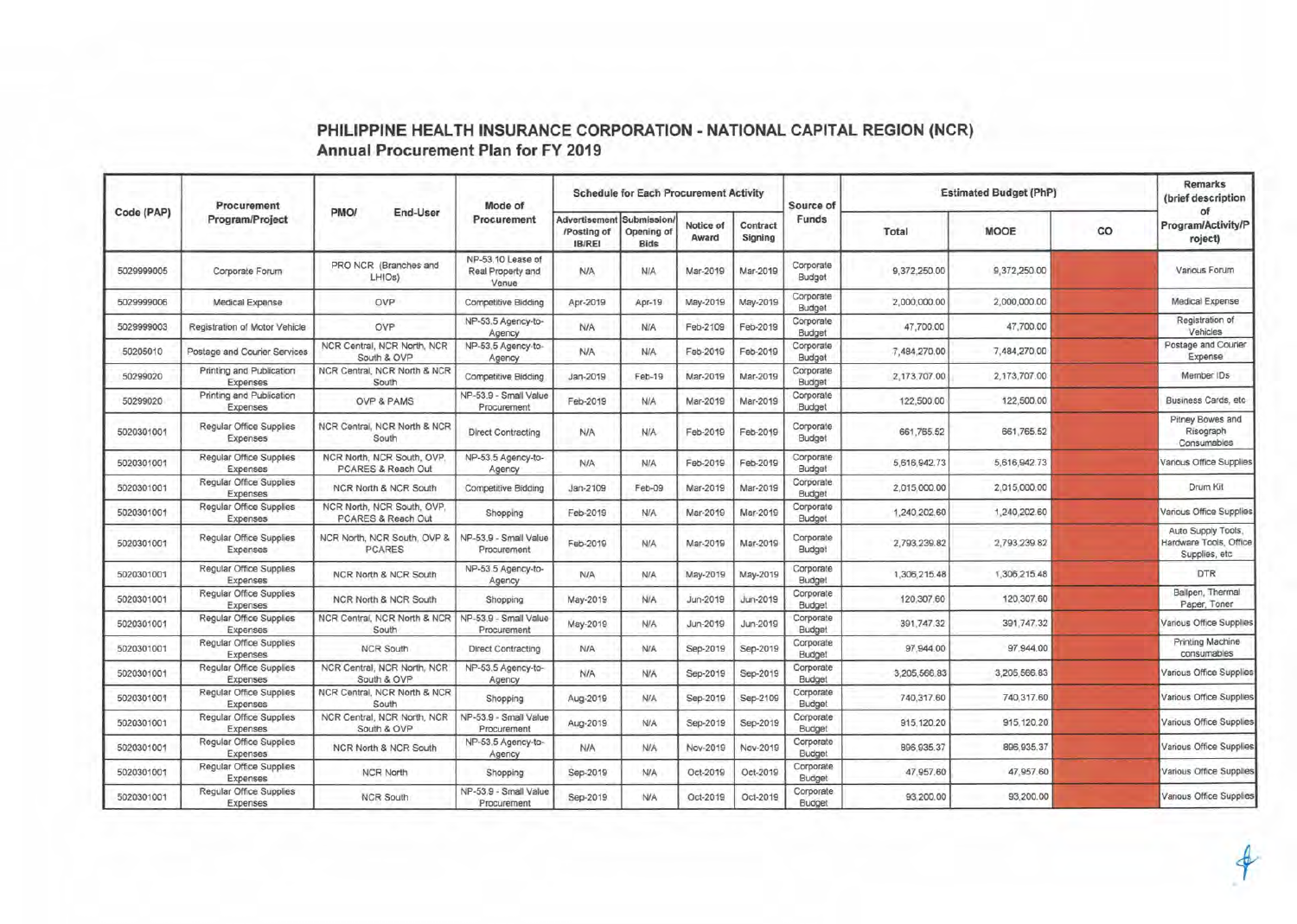## PHILIPPINE HEALTH INSURANCE CORPORATION - NATIONAL CAPITAL REGION (NCR)
### Annual Procurement Plan for FY 2019

| Code (PAP) | Procurement Program/Project | PMO/ End-User | Mode of Procurement | Schedule for Each Procurement Activity | | | | Source of Funds | Estimated Budget (PhP) | | | Remarks (brief description of Program/Activity/Project) |
|---|---|---|---|---|---|---|---|---|---|---|---|---|
| | | | | Advertisement /Posting of IB/REI | Submission/ Opening of Bids | Notice of Award | Contract Signing | | Total | MOOE | CO | |
| 5029999005 | Corporate Forum | PRO NCR (Branches and LHIOs) | NP-53.10 Lease of Real Property and Venue | N/A | N/A | Mar-2019 | Mar-2019 | Corporate Budget | 9,372,250.00 | 9,372,250.00 | | Various Forum |
| 5029999006 | Medical Expense | OVP | Competitive Bidding | Apr-2019 | Apr-19 | May-2019 | May-2019 | Corporate Budget | 2,000,000.00 | 2,000,000.00 | | Medical Expense |
| 5029999003 | Registration of Motor Vehicle | OVP | NP-53.5 Agency-to-Agency | N/A | N/A | Feb-2109 | Feb-2019 | Corporate Budget | 47,700.00 | 47,700.00 | | Registration of Vehicles |
| 50205010 | Postage and Courier Services | NCR Central, NCR North, NCR South & OVP | NP-53.5 Agency-to-Agency | N/A | N/A | Feb-2019 | Feb-2019 | Corporate Budget | 7,484,270.00 | 7,484,270.00 | | Postage and Courier Expense |
| 50299020 | Printing and Publication Expenses | NCR Central, NCR North & NCR South | Competitive Bidding | Jan-2019 | Feb-19 | Mar-2019 | Mar-2019 | Corporate Budget | 2,173,707.00 | 2,173,707.00 | | Member IDs |
| 50299020 | Printing and Publication Expenses | OVP & PAMS | NP-53.9 - Small Value Procurement | Feb-2019 | N/A | Mar-2019 | Mar-2019 | Corporate Budget | 122,500.00 | 122,500.00 | | Business Cards, etc |
| 5020301001 | Regular Office Supplies Expenses | NCR Central, NCR North & NCR South | Direct Contracting | N/A | N/A | Feb-2019 | Feb-2019 | Corporate Budget | 661,765.52 | 661,765.52 | | Pitney Bowes and Risograph Consumables |
| 5020301001 | Regular Office Supplies Expenses | NCR North, NCR South, OVP, PCARES & Reach Out | NP-53.5 Agency-to-Agency | N/A | N/A | Feb-2019 | Feb-2019 | Corporate Budget | 5,616,942.73 | 5,616,942.73 | | Various Office Supplies |
| 5020301001 | Regular Office Supplies Expenses | NCR North & NCR South | Competitive Bidding | Jan-2109 | Feb-09 | Mar-2019 | Mar-2019 | Corporate Budget | 2,015,000.00 | 2,015,000.00 | | Drum Kit |
| 5020301001 | Regular Office Supplies Expenses | NCR North, NCR South, OVP, PCARES & Reach Out | Shopping | Feb-2019 | N/A | Mar-2019 | Mar-2019 | Corporate Budget | 1,240,202.60 | 1,240,202.60 | | Various Office Supplies |
| 5020301001 | Regular Office Supplies Expenses | NCR North, NCR South, OVP & PCARES | NP-53.9 - Small Value Procurement | Feb-2019 | N/A | Mar-2019 | Mar-2019 | Corporate Budget | 2,793,239.82 | 2,793,239.82 | | Auto Supply Tools, Hardware Tools, Office Supplies, etc |
| 5020301001 | Regular Office Supplies Expenses | NCR North & NCR South | NP-53.5 Agency-to-Agency | N/A | N/A | May-2019 | May-2019 | Corporate Budget | 1,306,215.48 | 1,306,215.48 | | DTR |
| 5020301001 | Regular Office Supplies Expenses | NCR North & NCR South | Shopping | May-2019 | N/A | Jun-2019 | Jun-2019 | Corporate Budget | 120,307.60 | 120,307.60 | | Ballpen, Thermal Paper, Toner |
| 5020301001 | Regular Office Supplies Expenses | NCR Central, NCR North & NCR South | NP-53.9 - Small Value Procurement | May-2019 | N/A | Jun-2019 | Jun-2019 | Corporate Budget | 391,747.32 | 391,747.32 | | Various Office Supplies |
| 5020301001 | Regular Office Supplies Expenses | NCR South | Direct Contracting | N/A | N/A | Sep-2019 | Sep-2019 | Corporate Budget | 97,944.00 | 97,944.00 | | Printing Machine consumables |
| 5020301001 | Regular Office Supplies Expenses | NCR Central, NCR North, NCR South & OVP | NP-53.5 Agency-to-Agency | N/A | N/A | Sep-2019 | Sep-2019 | Corporate Budget | 3,205,566.83 | 3,205,566.83 | | Various Office Supplies |
| 5020301001 | Regular Office Supplies Expenses | NCR Central, NCR North & NCR South | Shopping | Aug-2019 | N/A | Sep-2019 | Sep-2109 | Corporate Budget | 740,317.60 | 740,317.60 | | Various Office Supplies |
| 5020301001 | Regular Office Supplies Expenses | NCR Central, NCR North, NCR South & OVP | NP-53.9 - Small Value Procurement | Aug-2019 | N/A | Sep-2019 | Sep-2019 | Corporate Budget | 915,120.20 | 915,120.20 | | Various Office Supplies |
| 5020301001 | Regular Office Supplies Expenses | NCR North & NCR South | NP-53.5 Agency-to-Agency | N/A | N/A | Nov-2019 | Nov-2019 | Corporate Budget | 896,935.37 | 896,935.37 | | Various Office Supplies |
| 5020301001 | Regular Office Supplies Expenses | NCR North | Shopping | Sep-2019 | N/A | Oct-2019 | Oct-2019 | Corporate Budget | 47,957.60 | 47,957.60 | | Various Office Supplies |
| 5020301001 | Regular Office Supplies Expenses | NCR South | NP-53.9 - Small Value Procurement | Sep-2019 | N/A | Oct-2019 | Oct-2019 | Corporate Budget | 93,200.00 | 93,200.00 | | Various Office Supplies |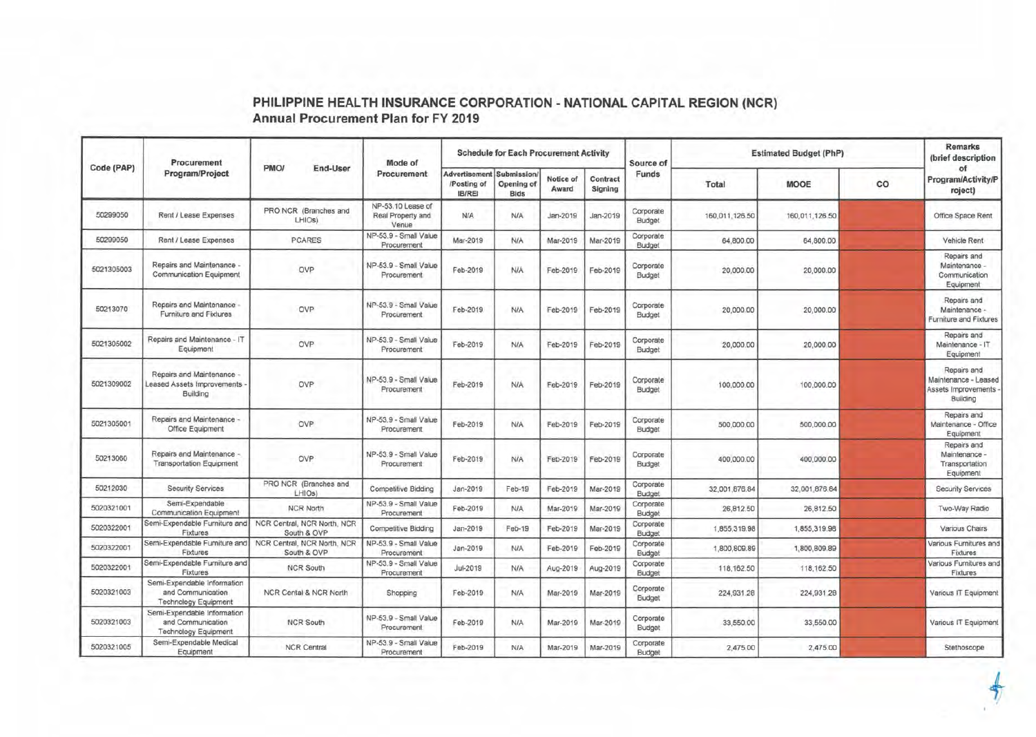# PHILIPPINE HEALTH INSURANCE CORPORATION - NATIONAL CAPITAL REGION (NCR)
## Annual Procurement Plan for FY 2019

| Code (PAP) | Procurement Program/Project | PMO/ End-User | Mode of Procurement | Schedule for Each Procurement Activity | | | | Source of Funds | Estimated Budget (PhP) | | | Remarks (brief description of Program/Activity/Project) |
|---|---|---|---|---|---|---|---|---|---|---|---|---|
| | | | | Advertisement /Posting of IB/REI | Submission/ Opening of Bids | Notice of Award | Contract Signing | | Total | MOOE | CO | |
| 50299050 | Rent / Lease Expenses | PRO NCR (Branches and LHIOs) | NP-53.10 Lease of Real Property and Venue | N/A | N/A | Jan-2019 | Jan-2019 | Corporate Budget | 160,011,126.50 | 160,011,126.50 | | Office Space Rent |
| 50299050 | Rent / Lease Expenses | PCARES | NP-53.9 - Small Value Procurement | Mar-2019 | N/A | Mar-2019 | Mar-2019 | Corporate Budget | 64,800.00 | 64,800.00 | | Vehicle Rent |
| 5021305003 | Repairs and Maintenance - Communication Equipment | OVP | NP-53.9 - Small Value Procurement | Feb-2019 | N/A | Feb-2019 | Feb-2019 | Corporate Budget | 20,000.00 | 20,000.00 | | Repairs and Maintenance - Communication Equipment |
| 50213070 | Repairs and Maintenance - Furniture and Fixtures | OVP | NP-53.9 - Small Value Procurement | Feb-2019 | N/A | Feb-2019 | Feb-2019 | Corporate Budget | 20,000.00 | 20,000.00 | | Repairs and Maintenance - Furniture and Fixtures |
| 5021305002 | Repairs and Maintenance - IT Equipment | OVP | NP-53.9 - Small Value Procurement | Feb-2019 | N/A | Feb-2019 | Feb-2019 | Corporate Budget | 20,000.00 | 20,000.00 | | Repairs and Maintenance - IT Equipment |
| 5021309002 | Repairs and Maintenance - Leased Assets Improvements - Building | OVP | NP-53.9 - Small Value Procurement | Feb-2019 | N/A | Feb-2019 | Feb-2019 | Corporate Budget | 100,000.00 | 100,000.00 | | Repairs and Maintenance - Leased Assets Improvements - Building |
| 5021305001 | Repairs and Maintenance - Office Equipment | OVP | NP-53.9 - Small Value Procurement | Feb-2019 | N/A | Feb-2019 | Feb-2019 | Corporate Budget | 500,000.00 | 500,000.00 | | Repairs and Maintenance - Office Equipment |
| 50213060 | Repairs and Maintenance - Transportation Equipment | OVP | NP-53.9 - Small Value Procurement | Feb-2019 | N/A | Feb-2019 | Feb-2019 | Corporate Budget | 400,000.00 | 400,000.00 | | Repairs and Maintenance - Transportation Equipment |
| 50212030 | Security Services | PRO NCR (Branches and LHIOs) | Competitive Bidding | Jan-2019 | Feb-19 | Feb-2019 | Mar-2019 | Corporate Budget | 32,001,676.64 | 32,001,676.64 | | Security Services |
| 5020321001 | Semi-Expendable Communication Equipment | NCR North | NP-53.9 - Small Value Procurement | Feb-2019 | N/A | Mar-2019 | Mar-2019 | Corporate Budget | 26,812.50 | 26,812.50 | | Two-Way Radio |
| 5020322001 | Semi-Expendable Furniture and Fixtures | NCR Central, NCR North, NCR South & OVP | Competitive Bidding | Jan-2019 | Feb-19 | Feb-2019 | Mar-2019 | Corporate Budget | 1,855,319.98 | 1,855,319.98 | | Various Chairs |
| 5020322001 | Semi-Expendable Furniture and Fixtures | NCR Central, NCR North, NCR South & OVP | NP-53.9 - Small Value Procurement | Jan-2019 | N/A | Feb-2019 | Feb-2019 | Corporate Budget | 1,800,809.89 | 1,800,809.89 | | Various Furnitures and Fixtures |
| 5020322001 | Semi-Expendable Furniture and Fixtures | NCR South | NP-53.9 - Small Value Procurement | Jul-2019 | N/A | Aug-2019 | Aug-2019 | Corporate Budget | 118,162.50 | 118,162.50 | | Various Furnitures and Fixtures |
| 5020321003 | Semi-Expendable Information and Communication Technology Equipment | NCR Cental & NCR North | Shopping | Feb-2019 | N/A | Mar-2019 | Mar-2019 | Corporate Budget | 224,931.28 | 224,931.28 | | Various IT Equipment |
| 5020321003 | Semi-Expendable Information and Communication Technology Equipment | NCR South | NP-53.9 - Small Value Procurement | Feb-2019 | N/A | Mar-2019 | Mar-2019 | Corporate Budget | 33,550.00 | 33,550.00 | | Various IT Equipment |
| 5020321005 | Semi-Expendable Medical Equipment | NCR Central | NP-53.9 - Small Value Procurement | Feb-2019 | N/A | Mar-2019 | Mar-2019 | Corporate Budget | 2,475.00 | 2,475.00 | | Stethoscope |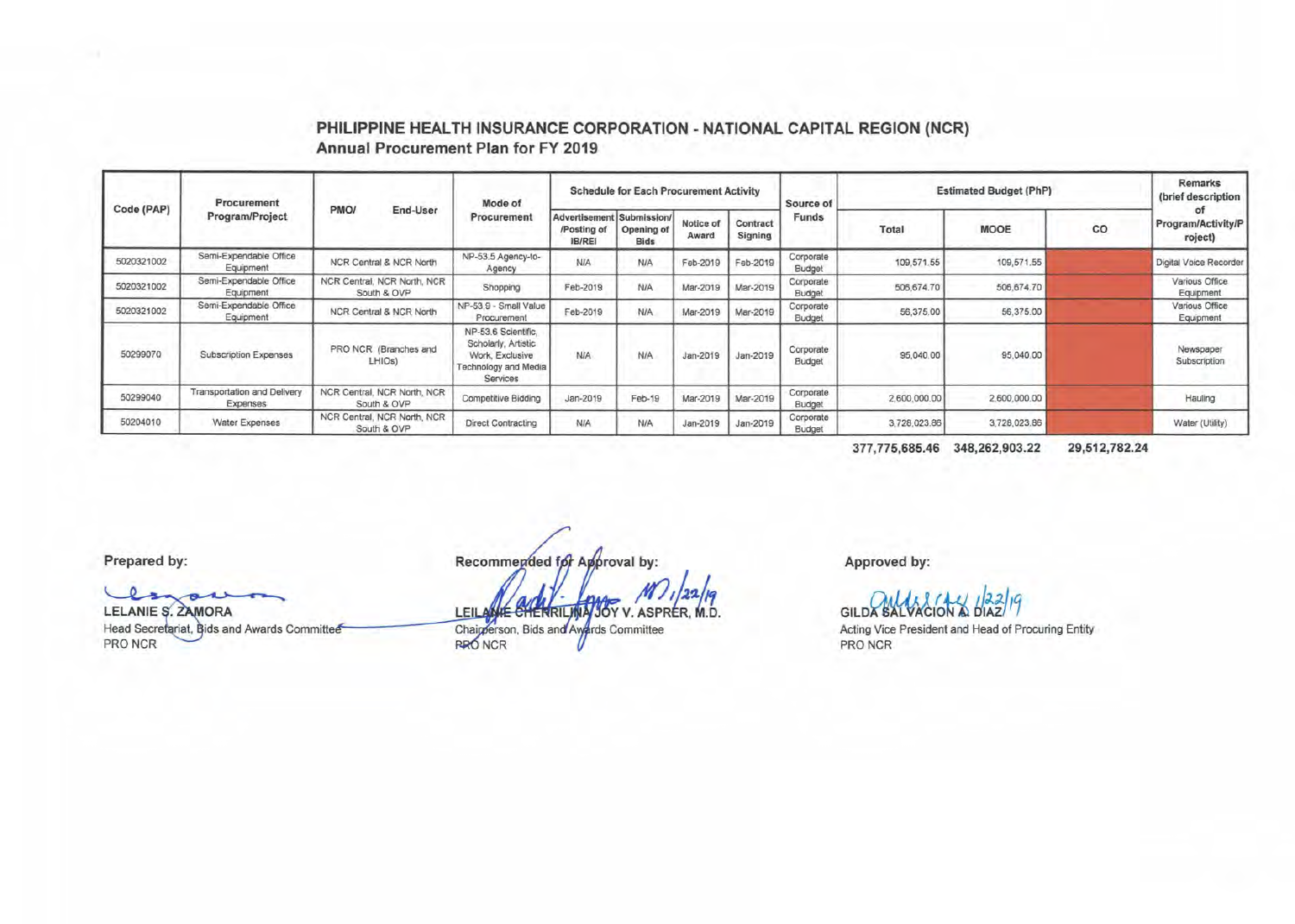# PHILIPPINE HEALTH INSURANCE CORPORATION - NATIONAL CAPITAL REGION (NCR)

## Annual Procurement Plan for FY 2019

| Code (PAP) | Procurement Program/Project | PMO/ End-User | Mode of Procurement | Schedule for Each Procurement Activity | | | | Source of Funds | Estimated Budget (PhP) | | | Remarks (brief description of Program/Activity/Project) |
|---|---|---|---|---|---|---|---|---|---|---|---|---|
| | | | | Advertisement /Posting of IB/REI | Submission/ Opening of Bids | Notice of Award | Contract Signing | | Total | MOOE | CO | |
| 5020321002 | Semi-Expendable Office Equipment | NCR Central & NCR North | NP-53.5 Agency-to-Agency | N/A | N/A | Feb-2019 | Feb-2019 | Corporate Budget | 109,571.55 | 109,571.55 | | Digital Voice Recorder |
| 5020321002 | Semi-Expendable Office Equipment | NCR Central, NCR North, NCR South & OVP | Shopping | Feb-2019 | N/A | Mar-2019 | Mar-2019 | Corporate Budget | 506,674.70 | 506,674.70 | | Various Office Equipment |
| 5020321002 | Semi-Expendable Office Equipment | NCR Central & NCR North | NP-53.9 - Small Value Procurement | Feb-2019 | N/A | Mar-2019 | Mar-2019 | Corporate Budget | 56,375.00 | 56,375.00 | | Various Office Equipment |
| 50299070 | Subscription Expenses | PRO NCR (Branches and LHIOs) | NP-53.6 Scientific, Scholarly, Artistic Work, Exclusive Technology and Media Services | N/A | N/A | Jan-2019 | Jan-2019 | Corporate Budget | 95,040.00 | 95,040.00 | | Newspaper Subscription |
| 50299040 | Transportation and Delivery Expenses | NCR Central, NCR North, NCR South & OVP | Competitive Bidding | Jan-2019 | Feb-19 | Mar-2019 | Mar-2019 | Corporate Budget | 2,600,000.00 | 2,600,000.00 | | Hauling |
| 50204010 | Water Expenses | NCR Central, NCR North, NCR South & OVP | Direct Contracting | N/A | N/A | Jan-2019 | Jan-2019 | Corporate Budget | 3,726,023.86 | 3,726,023.86 | | Water (Utility) |
| | | | | | | | | | 377,775,685.46 | 348,262,903.22 | 29,512,782.24 | |

Prepared by:

LELANIE S. ZAMORA
Head Secretariat, Bids and Awards Committee
PRO NCR

Recommended for Approval by:

LEILANIE CHERRILINA JOY V. ASPRER, M.D. 1/22/19
Chairperson, Bids and Awards Committee
PRO NCR

Approved by:

GILDA SALVACION A. DIAZ 1/22/19
Acting Vice President and Head of Procuring Entity
PRO NCR